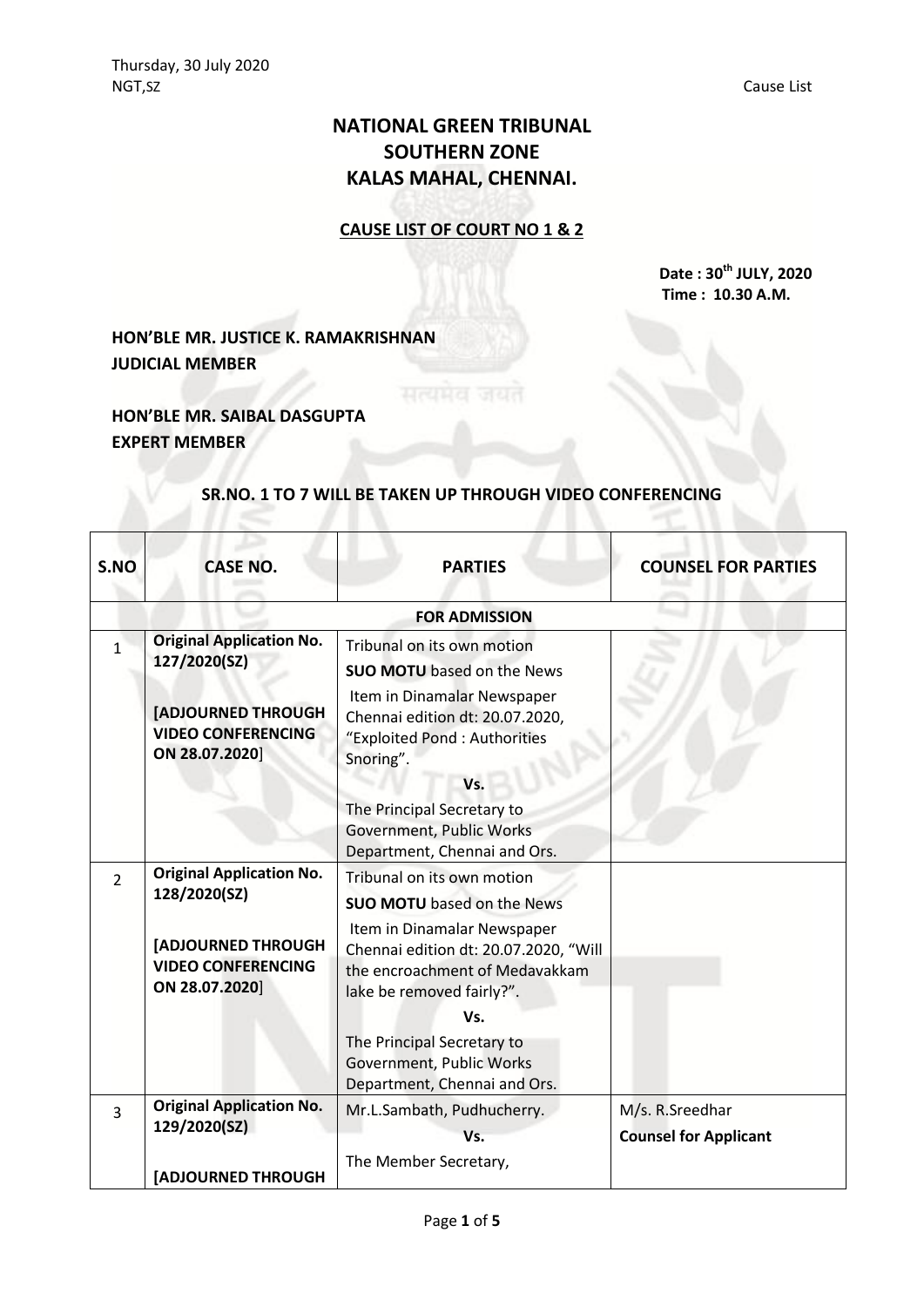# NATIONAL GREEN TRIBUNAL
# SOUTHERN ZONE
# KALAS MAHAL, CHENNAI.

**CAUSE LIST OF COURT NO 1 & 2**

**Date : 30th JULY, 2020**
**Time : 10.30 A.M.**

**HON'BLE MR. JUSTICE K. RAMAKRISHNAN**
**JUDICIAL MEMBER**

**HON'BLE MR. SAIBAL DASGUPTA**
**EXPERT MEMBER**

**SR.NO. 1 TO 7 WILL BE TAKEN UP THROUGH VIDEO CONFERENCING**

| S.NO | CASE NO. | PARTIES | COUNSEL FOR PARTIES |
|---|---|---|---|
| | | **FOR ADMISSION** | |
| 1 | **Original Application No. 127/2020(SZ)** **[ADJOURNED THROUGH VIDEO CONFERENCING ON 28.07.2020]** | Tribunal on its own motion **SUO MOTU** based on the News Item in Dinamalar Newspaper Chennai edition dt: 20.07.2020, "Exploited Pond : Authorities Snoring". **Vs.** The Principal Secretary to Government, Public Works Department, Chennai and Ors. | |
| 2 | **Original Application No. 128/2020(SZ)** **[ADJOURNED THROUGH VIDEO CONFERENCING ON 28.07.2020]** | Tribunal on its own motion **SUO MOTU** based on the News Item in Dinamalar Newspaper Chennai edition dt: 20.07.2020, "Will the encroachment of Medavakkam lake be removed fairly?". **Vs.** The Principal Secretary to Government, Public Works Department, Chennai and Ors. | |
| 3 | **Original Application No. 129/2020(SZ)** **[ADJOURNED THROUGH** | Mr.L.Sambath, Pudhucherry. **Vs.** The Member Secretary, | M/s. R.Sreedhar **Counsel for Applicant** |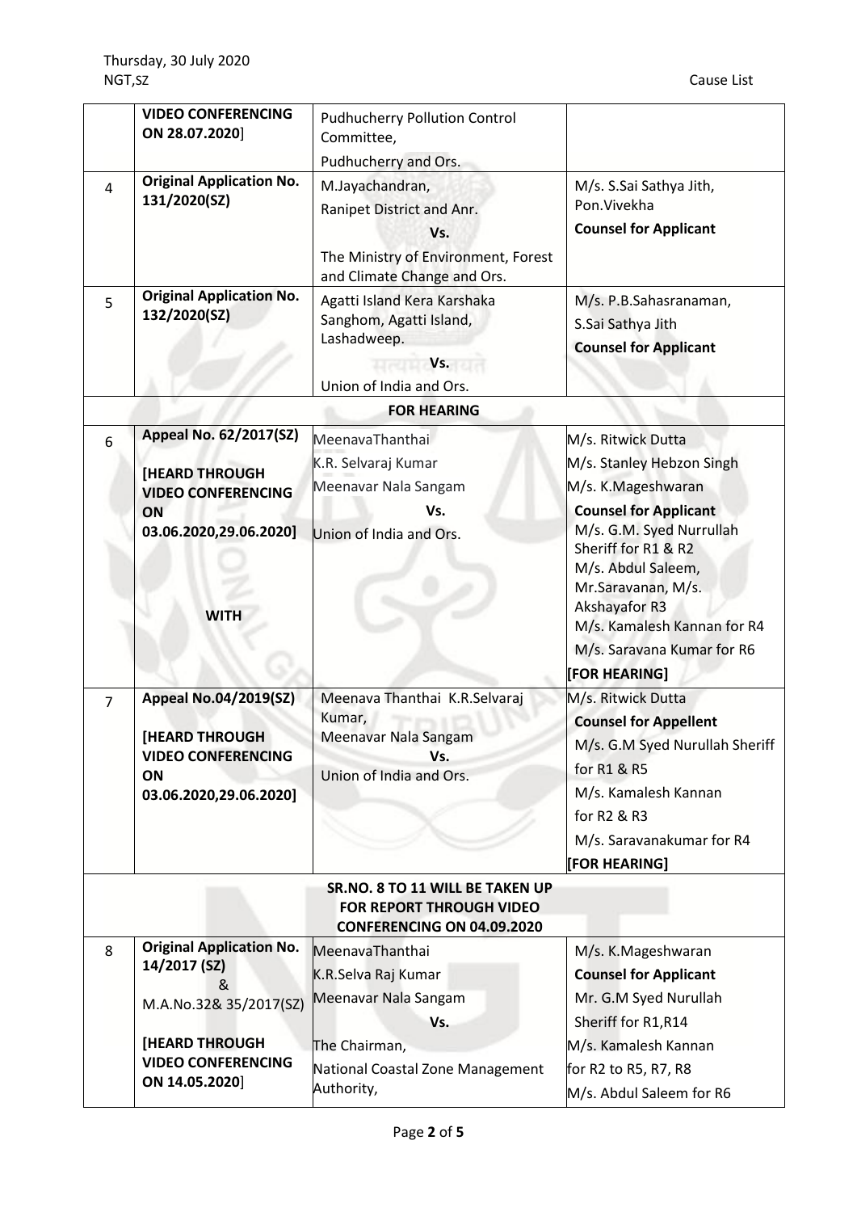| | | | |
|---|---|---|---|
| | **VIDEO CONFERENCING ON 28.07.2020]** | Pudhucherry Pollution Control Committee, Pudhucherry and Ors. | |
| 4 | **Original Application No. 131/2020(SZ)** | M.Jayachandran, Ranipet District and Anr. **Vs.** The Ministry of Environment, Forest and Climate Change and Ors. | M/s. S.Sai Sathya Jith, Pon.Vivekha **Counsel for Applicant** |
| 5 | **Original Application No. 132/2020(SZ)** | Agatti Island Kera Karshaka Sanghom, Agatti Island, Lashadweep. **Vs.** Union of India and Ors. | M/s. P.B.Sahasranaman, S.Sai Sathya Jith **Counsel for Applicant** |
| | | **FOR HEARING** | |
| 6 | **Appeal No. 62/2017(SZ)** **[HEARD THROUGH VIDEO CONFERENCING ON 03.06.2020,29.06.2020]** **WITH** | MeenavaThanthai K.R. Selvaraj Kumar Meenavar Nala Sangam **Vs.** Union of India and Ors. | M/s. Ritwick Dutta M/s. Stanley Hebzon Singh M/s. K.Mageshwaran **Counsel for Applicant** M/s. G.M. Syed Nurrullah Sheriff for R1 & R2 M/s. Abdul Saleem, Mr.Saravanan, M/s. Akshayafor R3 M/s. Kamalesh Kannan for R4 M/s. Saravana Kumar for R6 **[FOR HEARING]** |
| 7 | **Appeal No.04/2019(SZ)** **[HEARD THROUGH VIDEO CONFERENCING ON 03.06.2020,29.06.2020]** | Meenava Thanthai K.R.Selvaraj Kumar, Meenavar Nala Sangam **Vs.** Union of India and Ors. | M/s. Ritwick Dutta **Counsel for Appellent** M/s. G.M Syed Nurullah Sheriff for R1 & R5 M/s. Kamalesh Kannan for R2 & R3 M/s. Saravanakumar for R4 **[FOR HEARING]** |
| | | **SR.NO. 8 TO 11 WILL BE TAKEN UP FOR REPORT THROUGH VIDEO CONFERENCING ON 04.09.2020** | |
| 8 | **Original Application No. 14/2017 (SZ)** & M.A.No.32& 35/2017(SZ) **[HEARD THROUGH VIDEO CONFERENCING ON 14.05.2020]** | MeenavaThanthai K.R.Selva Raj Kumar Meenavar Nala Sangam **Vs.** The Chairman, National Coastal Zone Management Authority, | M/s. K.Mageshwaran **Counsel for Applicant** Mr. G.M Syed Nurullah Sheriff for R1,R14 M/s. Kamalesh Kannan for R2 to R5, R7, R8 M/s. Abdul Saleem for R6 |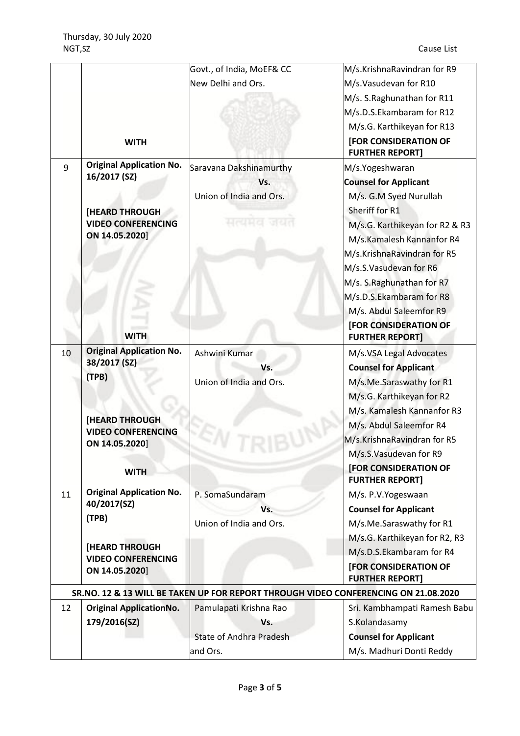| | | | |
|---|---|---|---|
| | | Govt., of India, MoEF& CC<br>New Delhi and Ors. | M/s.KrishnaRavindran for R9<br>M/s.Vasudevan for R10<br>M/s. S.Raghunathan for R11<br>M/s.D.S.Ekambaram for R12<br>M/s.G. Karthikeyan for R13<br>**[FOR CONSIDERATION OF FURTHER REPORT]** |
| | **WITH** | | |
| 9 | **Original Application No. 16/2017 (SZ)**<br><br>**[HEARD THROUGH VIDEO CONFERENCING ON 14.05.2020]** | Saravana Dakshinamurthy<br>Vs.<br>Union of India and Ors. | M/s.Yogeshwaran<br>**Counsel for Applicant**<br>M/s. G.M Syed Nurullah Sheriff for R1<br>M/s.G. Karthikeyan for R2 & R3<br>M/s.Kamalesh Kannanfor R4<br>M/s.KrishnaRavindran for R5<br>M/s.S.Vasudevan for R6<br>M/s. S.Raghunathan for R7<br>M/s.D.S.Ekambaram for R8<br>M/s. Abdul Saleemfor R9<br>**[FOR CONSIDERATION OF FURTHER REPORT]** |
| | **WITH** | | |
| 10 | **Original Application No. 38/2017 (SZ)**<br>**(TPB)**<br><br>**[HEARD THROUGH VIDEO CONFERENCING ON 14.05.2020]** | Ashwini Kumar<br>Vs.<br>Union of India and Ors. | M/s.VSA Legal Advocates<br>**Counsel for Applicant**<br>M/s.Me.Saraswathy for R1<br>M/s.G. Karthikeyan for R2<br>M/s. Kamalesh Kannanfor R3<br>M/s. Abdul Saleemfor R4<br>M/s.KrishnaRavindran for R5<br>M/s.S.Vasudevan for R9<br>**[FOR CONSIDERATION OF FURTHER REPORT]** |
| | **WITH** | | |
| 11 | **Original Application No. 40/2017(SZ)**<br>**(TPB)**<br><br>**[HEARD THROUGH VIDEO CONFERENCING ON 14.05.2020]** | P. SomaSundaram<br>Vs.<br>Union of India and Ors. | M/s. P.V.Yogeswaan<br>**Counsel for Applicant**<br>M/s.Me.Saraswathy for R1<br>M/s.G. Karthikeyan for R2, R3<br>M/s.D.S.Ekambaram for R4<br>**[FOR CONSIDERATION OF FURTHER REPORT]** |
| **SR.NO. 12 & 13 WILL BE TAKEN UP FOR REPORT THROUGH VIDEO CONFERENCING ON 21.08.2020** | | | |
| 12 | **Original ApplicationNo. 179/2016(SZ)** | Pamulapati Krishna Rao<br>Vs.<br>State of Andhra Pradesh and Ors. | Sri. Kambhampati Ramesh Babu<br>S.Kolandasamy<br>**Counsel for Applicant**<br>M/s. Madhuri Donti Reddy |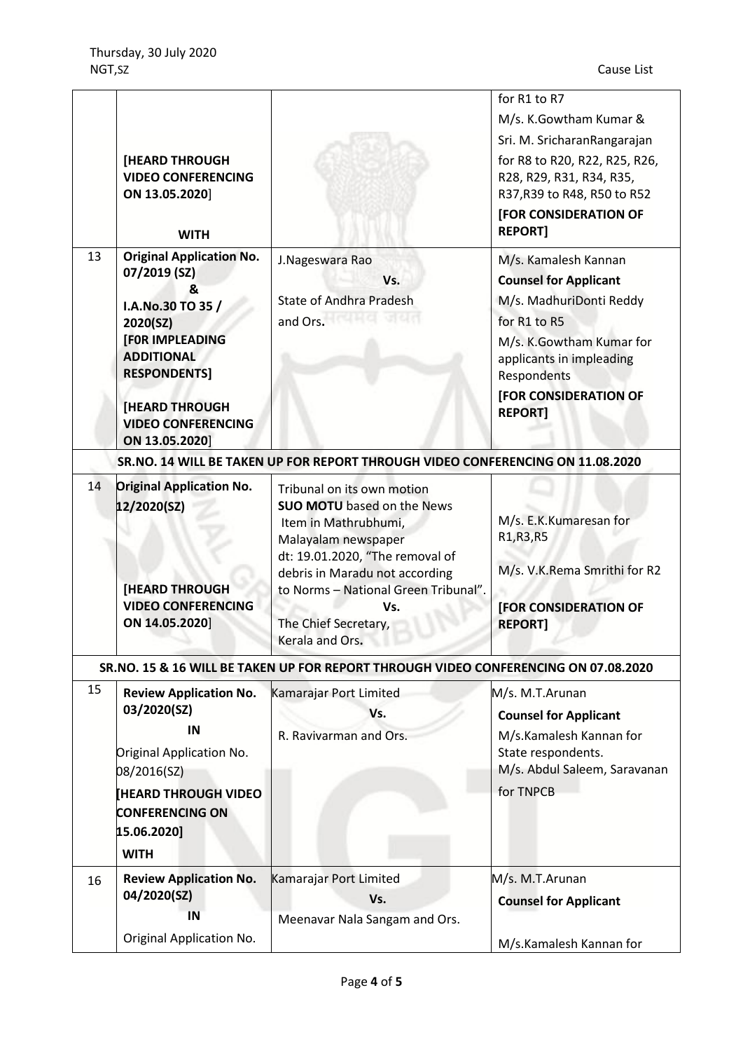| | | | |
|---|---|---|---|
| | [HEARD THROUGH VIDEO CONFERENCING ON 13.05.2020] <br><br> WITH | | for R1 to R7 <br> M/s. K.Gowtham Kumar & <br> Sri. M. SricharanRangarajan <br> for R8 to R20, R22, R25, R26, R28, R29, R31, R34, R35, R37,R39 to R48, R50 to R52 <br> [FOR CONSIDERATION OF REPORT] |
| 13 | **Original Application No. 07/2019 (SZ)** <br> **&** <br> **I.A.No.30 TO 35 / 2020(SZ)** <br> **[F0R IMPLEADING ADDITIONAL RESPONDENTS]** <br><br> **[HEARD THROUGH VIDEO CONFERENCING ON 13.05.2020]** | J.Nageswara Rao <br> **Vs.** <br> State of Andhra Pradesh and Ors. | M/s. Kamalesh Kannan <br> **Counsel for Applicant** <br> M/s. MadhuriDonti Reddy for R1 to R5 <br> M/s. K.Gowtham Kumar for applicants in impleading Respondents <br> **[FOR CONSIDERATION OF REPORT]** |
| **SR.NO. 14 WILL BE TAKEN UP FOR REPORT THROUGH VIDEO CONFERENCING ON 11.08.2020** | | | |
| 14 | **Original Application No. 12/2020(SZ)** <br><br> **[HEARD THROUGH VIDEO CONFERENCING ON 14.05.2020]** | Tribunal on its own motion **SUO MOTU** based on the News Item in Mathrubhumi, Malayalam newspaper dt: 19.01.2020, "The removal of debris in Maradu not according to Norms – National Green Tribunal". <br> **Vs.** <br> The Chief Secretary, Kerala and Ors. | M/s. E.K.Kumaresan for R1,R3,R5 <br><br> M/s. V.K.Rema Smrithi for R2 <br><br> **[FOR CONSIDERATION OF REPORT]** |
| **SR.NO. 15 & 16 WILL BE TAKEN UP FOR REPORT THROUGH VIDEO CONFERENCING ON 07.08.2020** | | | |
| 15 | **Review Application No. 03/2020(SZ)** <br> **IN** <br> Original Application No. 08/2016(SZ) <br> **[HEARD THROUGH VIDEO CONFERENCING ON 15.06.2020]** <br> **WITH** | Kamarajar Port Limited <br> **Vs.** <br> R. Ravivarman and Ors. | M/s. M.T.Arunan <br> **Counsel for Applicant** <br> M/s.Kamalesh Kannan for State respondents. <br> M/s. Abdul Saleem, Saravanan for TNPCB |
| 16 | **Review Application No. 04/2020(SZ)** <br> **IN** <br> Original Application No. | Kamarajar Port Limited <br> **Vs.** <br> Meenavar Nala Sangam and Ors. | M/s. M.T.Arunan <br> **Counsel for Applicant** <br><br> M/s.Kamalesh Kannan for |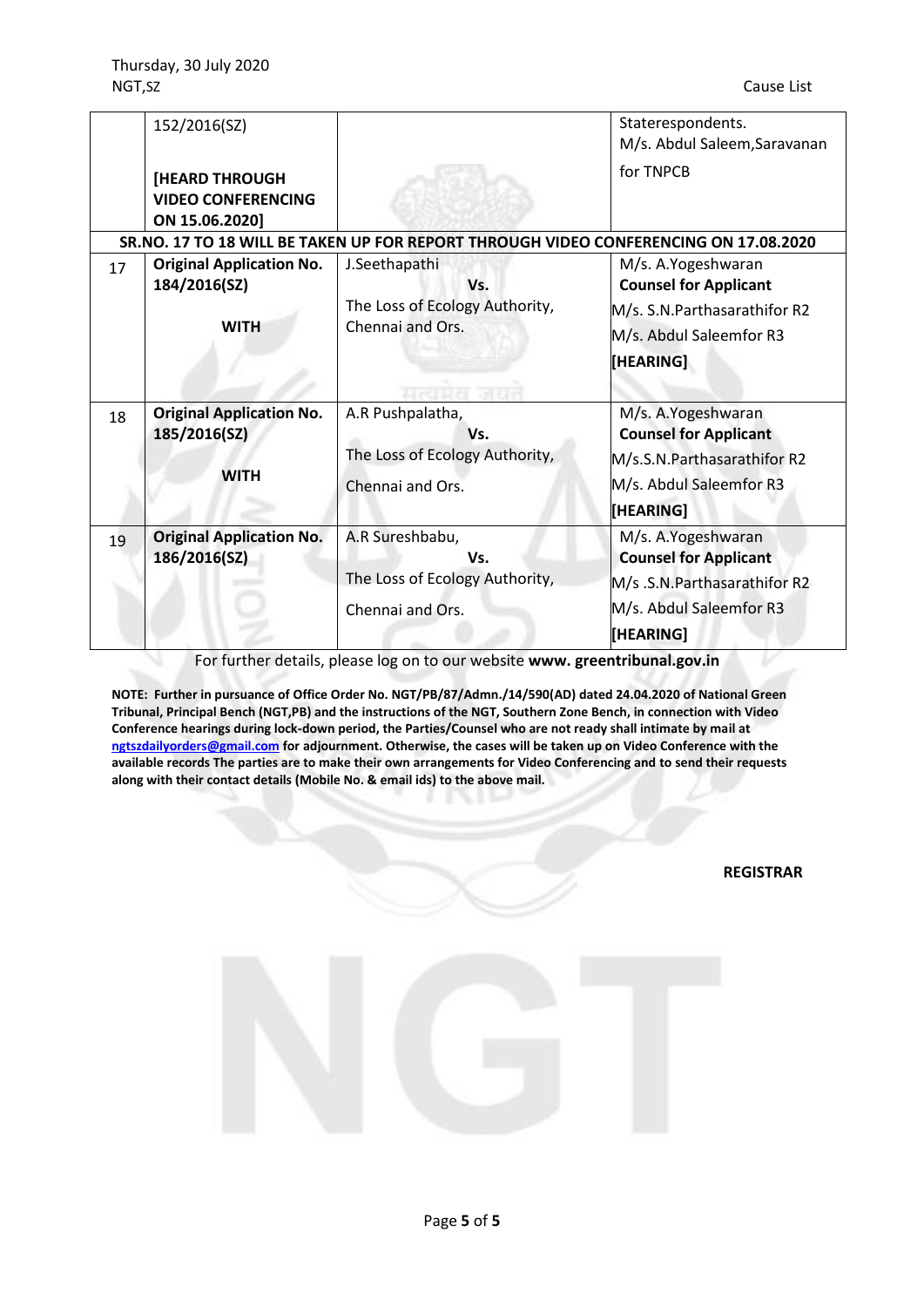| | | | |
|---|---|---|---|
| | 152/2016(SZ)<br><br>**[HEARD THROUGH VIDEO CONFERENCING ON 15.06.2020]** | | Staterespondents.<br>M/s. Abdul Saleem,Saravanan for TNPCB |
| **SR.NO. 17 TO 18 WILL BE TAKEN UP FOR REPORT THROUGH VIDEO CONFERENCING ON 17.08.2020** | | | |
| 17 | **Original Application No. 184/2016(SZ)**<br><br>**WITH** | J.Seethapathi<br>**Vs.**<br>The Loss of Ecology Authority, Chennai and Ors. | M/s. A.Yogeshwaran<br>**Counsel for Applicant**<br>M/s. S.N.Parthasarathifor R2<br>M/s. Abdul Saleemfor R3<br>**[HEARING]** |
| 18 | **Original Application No. 185/2016(SZ)**<br><br>**WITH** | A.R Pushpalatha,<br>**Vs.**<br>The Loss of Ecology Authority, Chennai and Ors. | M/s. A.Yogeshwaran<br>**Counsel for Applicant**<br>M/s.S.N.Parthasarathifor R2<br>M/s. Abdul Saleemfor R3<br>**[HEARING]** |
| 19 | **Original Application No. 186/2016(SZ)** | A.R Sureshbabu,<br>**Vs.**<br>The Loss of Ecology Authority, Chennai and Ors. | M/s. A.Yogeshwaran<br>**Counsel for Applicant**<br>M/s .S.N.Parthasarathifor R2<br>M/s. Abdul Saleemfor R3<br>**[HEARING]** |

For further details, please log on to our website **www. greentribunal.gov.in**

**NOTE: Further in pursuance of Office Order No. NGT/PB/87/Admn./14/590(AD) dated 24.04.2020 of National Green Tribunal, Principal Bench (NGT,PB) and the instructions of the NGT, Southern Zone Bench, in connection with Video Conference hearings during lock-down period, the Parties/Counsel who are not ready shall intimate by mail at ngtszdailyorders@gmail.com for adjournment. Otherwise, the cases will be taken up on Video Conference with the available records The parties are to make their own arrangements for Video Conferencing and to send their requests along with their contact details (Mobile No. & email ids) to the above mail.**

**REGISTRAR**